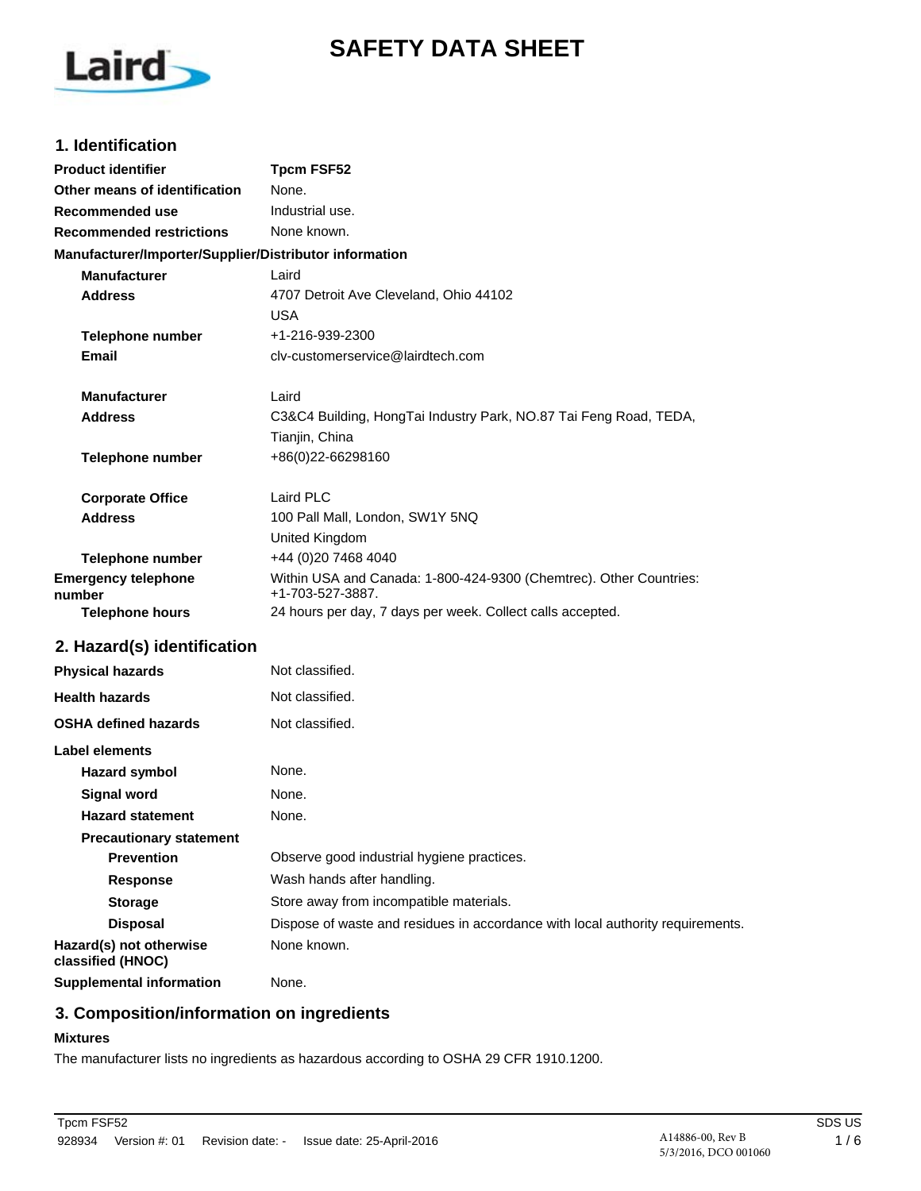# SAFETY DATA SHEET

## 1. Identification

| | |
|---|---|
| **Product identifier** | **Tpcm FSF52** |
| **Other means of identification** | None. |
| **Recommended use** | Industrial use. |
| **Recommended restrictions** | None known. |

**Manufacturer/Importer/Supplier/Distributor information**

| | |
|---|---|
| **Manufacturer** | Laird |
| **Address** | 4707 Detroit Ave Cleveland, Ohio 44102<br>USA |
| **Telephone number** | +1-216-939-2300 |
| **Email** | clv-customerservice@lairdtech.com |
| | |
| **Manufacturer** | Laird |
| **Address** | C3&C4 Building, HongTai Industry Park, NO.87 Tai Feng Road, TEDA,<br>Tianjin, China |
| **Telephone number** | +86(0)22-66298160 |
| | |
| **Corporate Office** | Laird PLC |
| **Address** | 100 Pall Mall, London, SW1Y 5NQ<br>United Kingdom |
| **Telephone number** | +44 (0)20 7468 4040 |
| **Emergency telephone number** | Within USA and Canada: 1-800-424-9300 (Chemtrec). Other Countries: +1-703-527-3887. |
| **Telephone hours** | 24 hours per day, 7 days per week. Collect calls accepted. |

## 2. Hazard(s) identification

| | |
|---|---|
| **Physical hazards** | Not classified. |
| **Health hazards** | Not classified. |
| **OSHA defined hazards** | Not classified. |

**Label elements**

| | |
|---|---|
| **Hazard symbol** | None. |
| **Signal word** | None. |
| **Hazard statement** | None. |

**Precautionary statement**

| | |
|---|---|
| **Prevention** | Observe good industrial hygiene practices. |
| **Response** | Wash hands after handling. |
| **Storage** | Store away from incompatible materials. |
| **Disposal** | Dispose of waste and residues in accordance with local authority requirements. |
| **Hazard(s) not otherwise classified (HNOC)** | None known. |
| **Supplemental information** | None. |

## 3. Composition/information on ingredients

**Mixtures**

The manufacturer lists no ingredients as hazardous according to OSHA 29 CFR 1910.1200.

Tpcm FSF52 — 928934 Version #: 01 Revision date: - Issue date: 25-April-2016 — SDS US

A14886-00, Rev B
5/3/2016, DCO 001060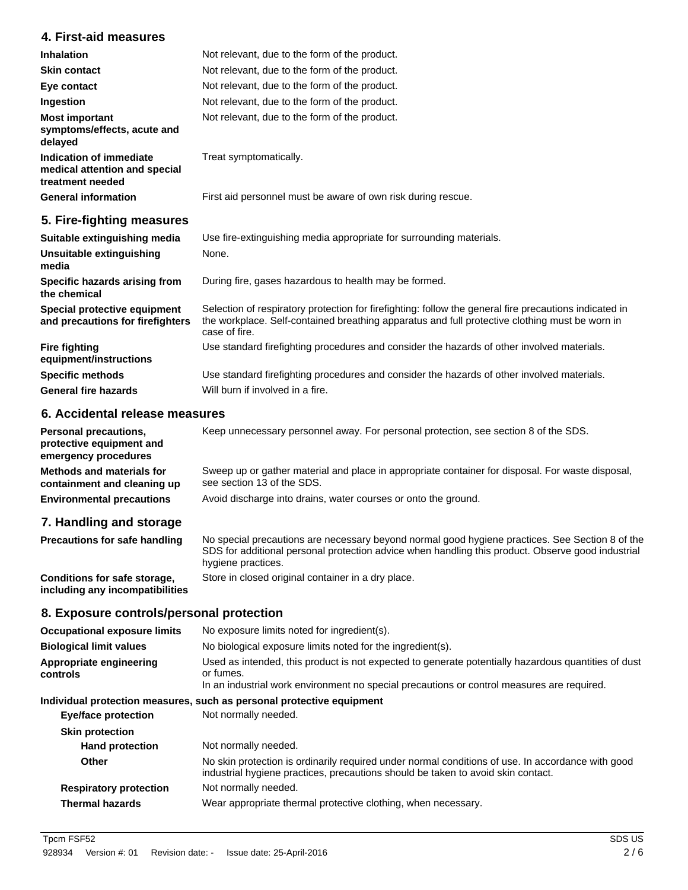## 4. First-aid measures

| | |
|---|---|
| **Inhalation** | Not relevant, due to the form of the product. |
| **Skin contact** | Not relevant, due to the form of the product. |
| **Eye contact** | Not relevant, due to the form of the product. |
| **Ingestion** | Not relevant, due to the form of the product. |
| **Most important symptoms/effects, acute and delayed** | Not relevant, due to the form of the product. |
| **Indication of immediate medical attention and special treatment needed** | Treat symptomatically. |
| **General information** | First aid personnel must be aware of own risk during rescue. |

## 5. Fire-fighting measures

| | |
|---|---|
| **Suitable extinguishing media** | Use fire-extinguishing media appropriate for surrounding materials. |
| **Unsuitable extinguishing media** | None. |
| **Specific hazards arising from the chemical** | During fire, gases hazardous to health may be formed. |
| **Special protective equipment and precautions for firefighters** | Selection of respiratory protection for firefighting: follow the general fire precautions indicated in the workplace. Self-contained breathing apparatus and full protective clothing must be worn in case of fire. |
| **Fire fighting equipment/instructions** | Use standard firefighting procedures and consider the hazards of other involved materials. |
| **Specific methods** | Use standard firefighting procedures and consider the hazards of other involved materials. |
| **General fire hazards** | Will burn if involved in a fire. |

## 6. Accidental release measures

| | |
|---|---|
| **Personal precautions, protective equipment and emergency procedures** | Keep unnecessary personnel away. For personal protection, see section 8 of the SDS. |
| **Methods and materials for containment and cleaning up** | Sweep up or gather material and place in appropriate container for disposal. For waste disposal, see section 13 of the SDS. |
| **Environmental precautions** | Avoid discharge into drains, water courses or onto the ground. |

## 7. Handling and storage

| | |
|---|---|
| **Precautions for safe handling** | No special precautions are necessary beyond normal good hygiene practices. See Section 8 of the SDS for additional personal protection advice when handling this product. Observe good industrial hygiene practices. |
| **Conditions for safe storage, including any incompatibilities** | Store in closed original container in a dry place. |

## 8. Exposure controls/personal protection

| | |
|---|---|
| **Occupational exposure limits** | No exposure limits noted for ingredient(s). |
| **Biological limit values** | No biological exposure limits noted for the ingredient(s). |
| **Appropriate engineering controls** | Used as intended, this product is not expected to generate potentially hazardous quantities of dust or fumes.<br>In an industrial work environment no special precautions or control measures are required. |

**Individual protection measures, such as personal protective equipment**

| | |
|---|---|
| **Eye/face protection** | Not normally needed. |
| **Skin protection** | |
| **Hand protection** | Not normally needed. |
| **Other** | No skin protection is ordinarily required under normal conditions of use. In accordance with good industrial hygiene practices, precautions should be taken to avoid skin contact. |
| **Respiratory protection** | Not normally needed. |
| **Thermal hazards** | Wear appropriate thermal protective clothing, when necessary. |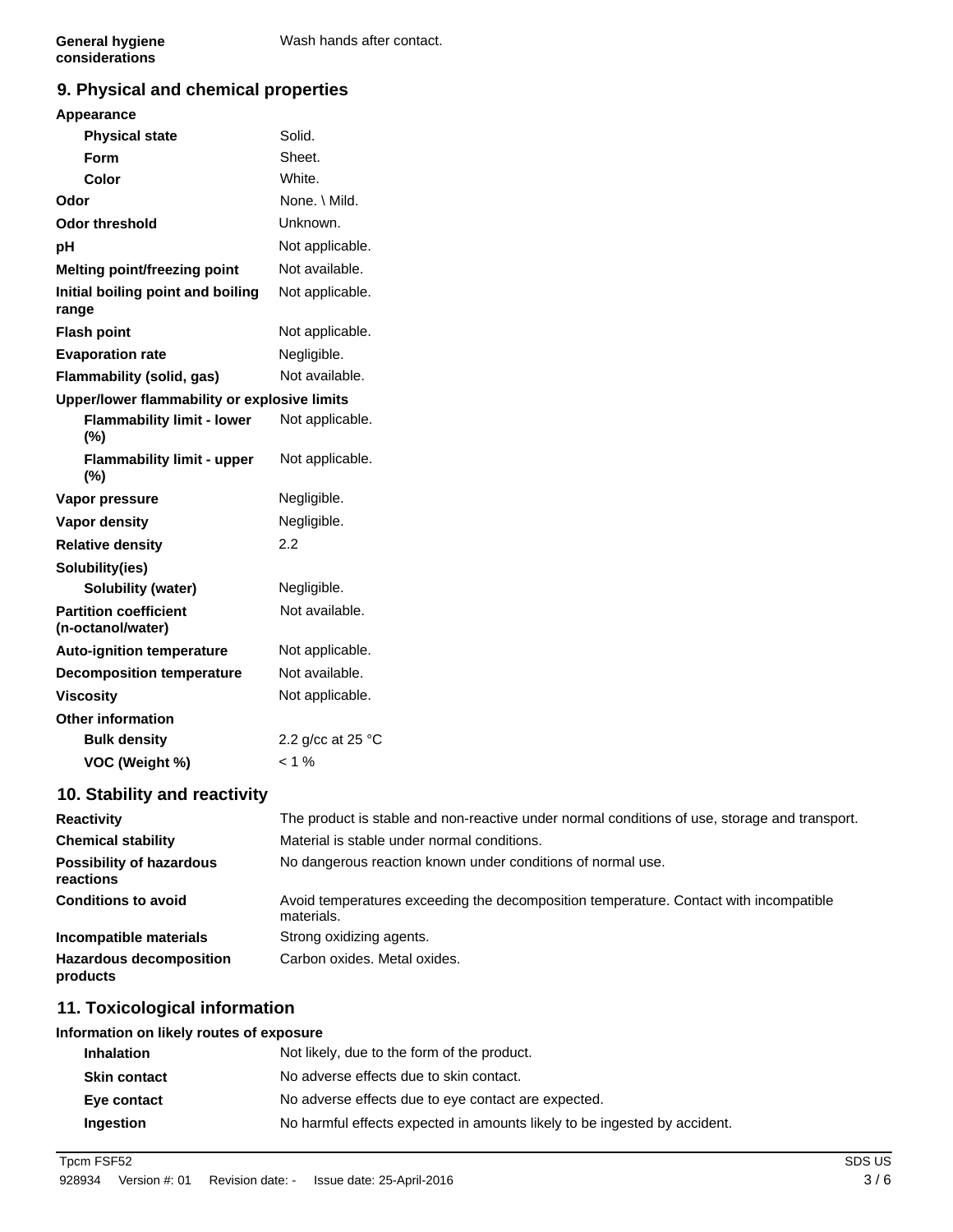**General hygiene considerations** Wash hands after contact.

## 9. Physical and chemical properties

**Appearance**

| | |
|---|---|
| **Physical state** | Solid. |
| **Form** | Sheet. |
| **Color** | White. |
| **Odor** | None. \ Mild. |
| **Odor threshold** | Unknown. |
| **pH** | Not applicable. |
| **Melting point/freezing point** | Not available. |
| **Initial boiling point and boiling range** | Not applicable. |
| **Flash point** | Not applicable. |
| **Evaporation rate** | Negligible. |
| **Flammability (solid, gas)** | Not available. |

**Upper/lower flammability or explosive limits**

| | |
|---|---|
| **Flammability limit - lower (%)** | Not applicable. |
| **Flammability limit - upper (%)** | Not applicable. |
| **Vapor pressure** | Negligible. |
| **Vapor density** | Negligible. |
| **Relative density** | 2.2 |

**Solubility(ies)**

| | |
|---|---|
| **Solubility (water)** | Negligible. |
| **Partition coefficient (n-octanol/water)** | Not available. |
| **Auto-ignition temperature** | Not applicable. |
| **Decomposition temperature** | Not available. |
| **Viscosity** | Not applicable. |

**Other information**

| | |
|---|---|
| **Bulk density** | 2.2 g/cc at 25 °C |
| **VOC (Weight %)** | < 1 % |

## 10. Stability and reactivity

| | |
|---|---|
| **Reactivity** | The product is stable and non-reactive under normal conditions of use, storage and transport. |
| **Chemical stability** | Material is stable under normal conditions. |
| **Possibility of hazardous reactions** | No dangerous reaction known under conditions of normal use. |
| **Conditions to avoid** | Avoid temperatures exceeding the decomposition temperature. Contact with incompatible materials. |
| **Incompatible materials** | Strong oxidizing agents. |
| **Hazardous decomposition products** | Carbon oxides. Metal oxides. |

## 11. Toxicological information

**Information on likely routes of exposure**

| | |
|---|---|
| **Inhalation** | Not likely, due to the form of the product. |
| **Skin contact** | No adverse effects due to skin contact. |
| **Eye contact** | No adverse effects due to eye contact are expected. |
| **Ingestion** | No harmful effects expected in amounts likely to be ingested by accident. |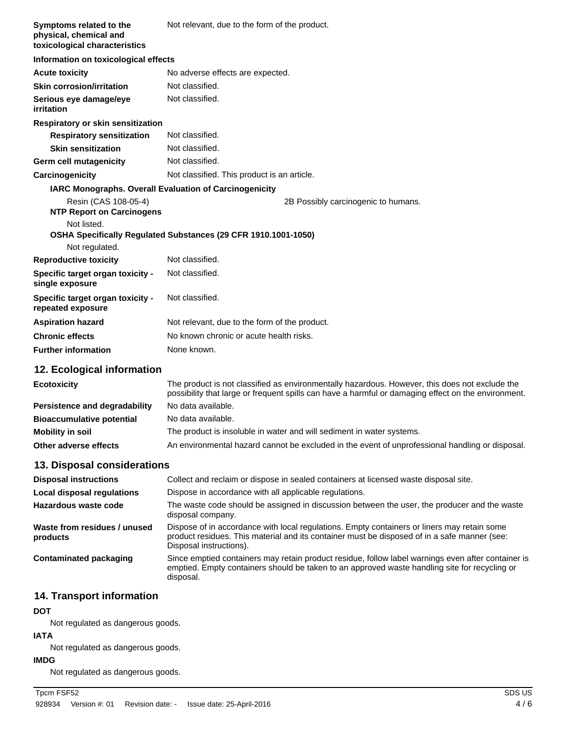| | |
|---|---|
| **Symptoms related to the physical, chemical and toxicological characteristics** | Not relevant, due to the form of the product. |

**Information on toxicological effects**

| | |
|---|---|
| **Acute toxicity** | No adverse effects are expected. |
| **Skin corrosion/irritation** | Not classified. |
| **Serious eye damage/eye irritation** | Not classified. |

**Respiratory or skin sensitization**

| | |
|---|---|
| **Respiratory sensitization** | Not classified. |
| **Skin sensitization** | Not classified. |
| **Germ cell mutagenicity** | Not classified. |
| **Carcinogenicity** | Not classified. This product is an article. |

**IARC Monographs. Overall Evaluation of Carcinogenicity**

| | |
|---|---|
| Resin (CAS 108-05-4) | 2B Possibly carcinogenic to humans. |

**NTP Report on Carcinogens**

Not listed.

**OSHA Specifically Regulated Substances (29 CFR 1910.1001-1050)**

Not regulated.

| | |
|---|---|
| **Reproductive toxicity** | Not classified. |
| **Specific target organ toxicity - single exposure** | Not classified. |
| **Specific target organ toxicity - repeated exposure** | Not classified. |
| **Aspiration hazard** | Not relevant, due to the form of the product. |
| **Chronic effects** | No known chronic or acute health risks. |
| **Further information** | None known. |

## 12. Ecological information

| | |
|---|---|
| **Ecotoxicity** | The product is not classified as environmentally hazardous. However, this does not exclude the possibility that large or frequent spills can have a harmful or damaging effect on the environment. |
| **Persistence and degradability** | No data available. |
| **Bioaccumulative potential** | No data available. |
| **Mobility in soil** | The product is insoluble in water and will sediment in water systems. |
| **Other adverse effects** | An environmental hazard cannot be excluded in the event of unprofessional handling or disposal. |

## 13. Disposal considerations

| | |
|---|---|
| **Disposal instructions** | Collect and reclaim or dispose in sealed containers at licensed waste disposal site. |
| **Local disposal regulations** | Dispose in accordance with all applicable regulations. |
| **Hazardous waste code** | The waste code should be assigned in discussion between the user, the producer and the waste disposal company. |
| **Waste from residues / unused products** | Dispose of in accordance with local regulations. Empty containers or liners may retain some product residues. This material and its container must be disposed of in a safe manner (see: Disposal instructions). |
| **Contaminated packaging** | Since emptied containers may retain product residue, follow label warnings even after container is emptied. Empty containers should be taken to an approved waste handling site for recycling or disposal. |

## 14. Transport information

**DOT**

Not regulated as dangerous goods.

**IATA**

Not regulated as dangerous goods.

**IMDG**

Not regulated as dangerous goods.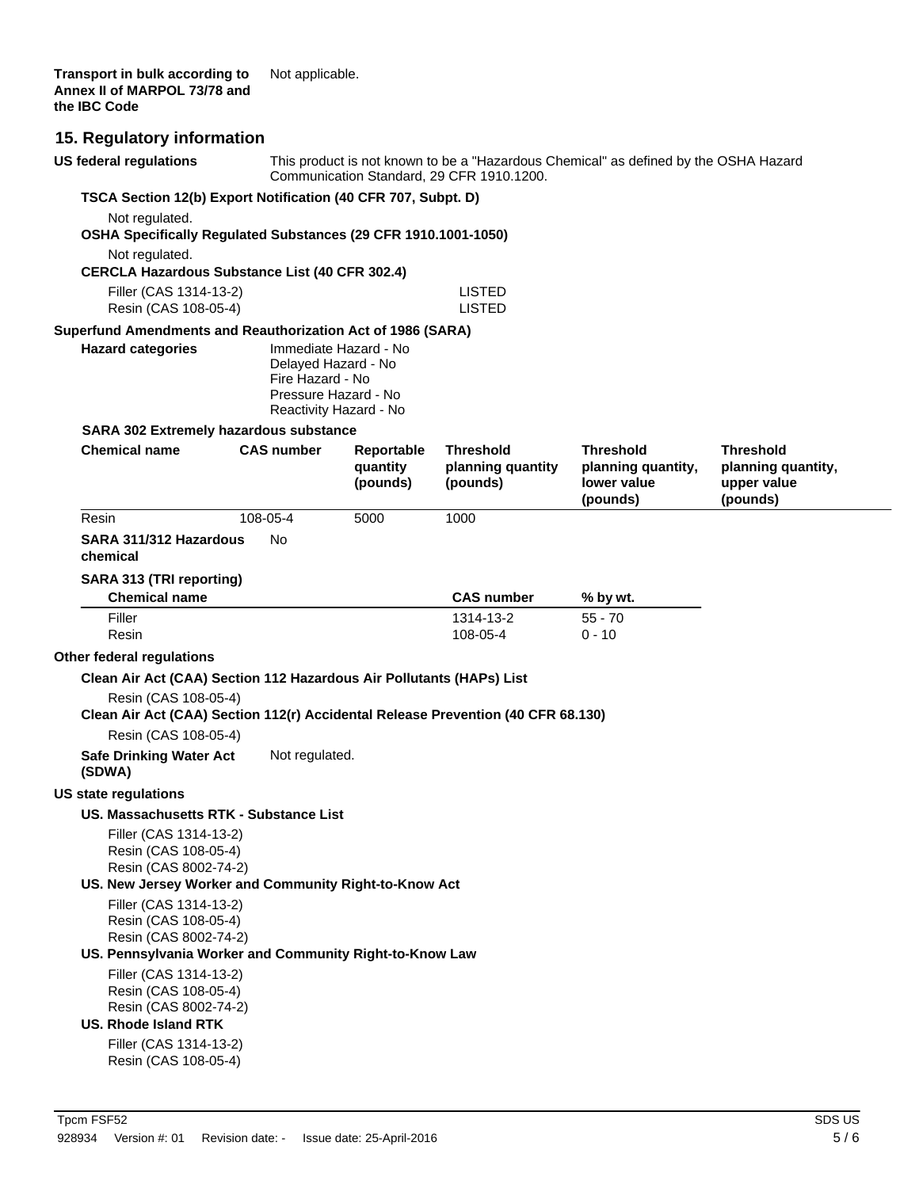**Transport in bulk according to Annex II of MARPOL 73/78 and the IBC Code** Not applicable.

## 15. Regulatory information

**US federal regulations** This product is not known to be a "Hazardous Chemical" as defined by the OSHA Hazard Communication Standard, 29 CFR 1910.1200.

**TSCA Section 12(b) Export Notification (40 CFR 707, Subpt. D)**

Not regulated.

**OSHA Specifically Regulated Substances (29 CFR 1910.1001-1050)**

Not regulated.

**CERCLA Hazardous Substance List (40 CFR 302.4)**

| | |
|---|---|
| Filler (CAS 1314-13-2) | LISTED |
| Resin (CAS 108-05-4) | LISTED |

**Superfund Amendments and Reauthorization Act of 1986 (SARA)**

**Hazard categories**
Immediate Hazard - No
Delayed Hazard - No
Fire Hazard - No
Pressure Hazard - No
Reactivity Hazard - No

**SARA 302 Extremely hazardous substance**

| Chemical name | CAS number | Reportable quantity (pounds) | Threshold planning quantity (pounds) | Threshold planning quantity, lower value (pounds) | Threshold planning quantity, upper value (pounds) |
|---|---|---|---|---|---|
| Resin | 108-05-4 | 5000 | 1000 | | |

**SARA 311/312 Hazardous chemical** No

**SARA 313 (TRI reporting)**

| Chemical name | CAS number | % by wt. |
|---|---|---|
| Filler | 1314-13-2 | 55 - 70 |
| Resin | 108-05-4 | 0 - 10 |

**Other federal regulations**

**Clean Air Act (CAA) Section 112 Hazardous Air Pollutants (HAPs) List**

Resin (CAS 108-05-4)

**Clean Air Act (CAA) Section 112(r) Accidental Release Prevention (40 CFR 68.130)**

Resin (CAS 108-05-4)

**Safe Drinking Water Act (SDWA)** Not regulated.

**US state regulations**

**US. Massachusetts RTK - Substance List**

Filler (CAS 1314-13-2)
Resin (CAS 108-05-4)
Resin (CAS 8002-74-2)

**US. New Jersey Worker and Community Right-to-Know Act**

Filler (CAS 1314-13-2)
Resin (CAS 108-05-4)
Resin (CAS 8002-74-2)

**US. Pennsylvania Worker and Community Right-to-Know Law**

Filler (CAS 1314-13-2)
Resin (CAS 108-05-4)
Resin (CAS 8002-74-2)

**US. Rhode Island RTK**

Filler (CAS 1314-13-2)
Resin (CAS 108-05-4)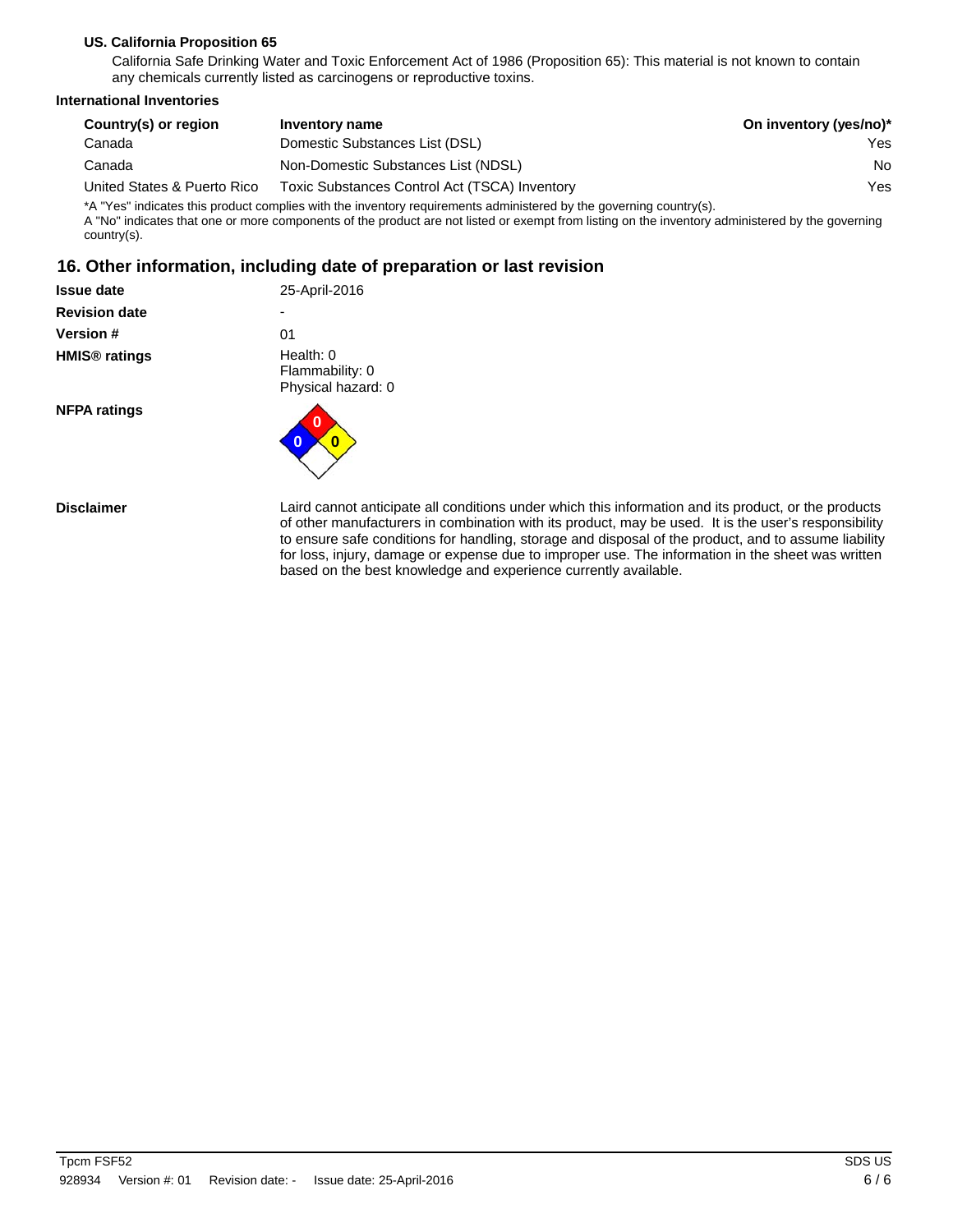**US. California Proposition 65**

California Safe Drinking Water and Toxic Enforcement Act of 1986 (Proposition 65): This material is not known to contain any chemicals currently listed as carcinogens or reproductive toxins.

**International Inventories**

| Country(s) or region | Inventory name | On inventory (yes/no)* |
|---|---|---|
| Canada | Domestic Substances List (DSL) | Yes |
| Canada | Non-Domestic Substances List (NDSL) | No |
| United States & Puerto Rico | Toxic Substances Control Act (TSCA) Inventory | Yes |

*A "Yes" indicates this product complies with the inventory requirements administered by the governing country(s).
A "No" indicates that one or more components of the product are not listed or exempt from listing on the inventory administered by the governing country(s).

## 16. Other information, including date of preparation or last revision

**Issue date** 25-April-2016

**Revision date** -

**Version #** 01

**HMIS® ratings** Health: 0
Flammability: 0
Physical hazard: 0

**NFPA ratings**

0
0 0

**Disclaimer** Laird cannot anticipate all conditions under which this information and its product, or the products of other manufacturers in combination with its product, may be used. It is the user's responsibility to ensure safe conditions for handling, storage and disposal of the product, and to assume liability for loss, injury, damage or expense due to improper use. The information in the sheet was written based on the best knowledge and experience currently available.